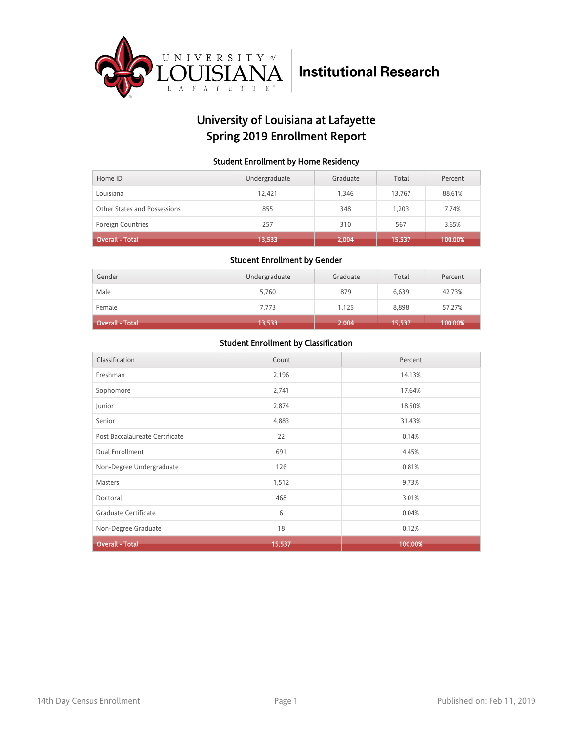University of Louisiana at Lafayette

Institutional Research

# University of Louisiana at Lafayette
# Spring 2019 Enrollment Report

### Student Enrollment by Home Residency

| Home ID | Undergraduate | Graduate | Total | Percent |
|---|---|---|---|---|
| Louisiana | 12,421 | 1,346 | 13,767 | 88.61% |
| Other States and Possessions | 855 | 348 | 1,203 | 7.74% |
| Foreign Countries | 257 | 310 | 567 | 3.65% |
| **Overall - Total** | **13,533** | **2,004** | **15,537** | **100.00%** |

### Student Enrollment by Gender

| Gender | Undergraduate | Graduate | Total | Percent |
|---|---|---|---|---|
| Male | 5,760 | 879 | 6,639 | 42.73% |
| Female | 7,773 | 1,125 | 8,898 | 57.27% |
| **Overall - Total** | **13,533** | **2,004** | **15,537** | **100.00%** |

### Student Enrollment by Classification

| Classification | Count | Percent |
|---|---|---|
| Freshman | 2,196 | 14.13% |
| Sophomore | 2,741 | 17.64% |
| Junior | 2,874 | 18.50% |
| Senior | 4,883 | 31.43% |
| Post Baccalaureate Certificate | 22 | 0.14% |
| Dual Enrollment | 691 | 4.45% |
| Non-Degree Undergraduate | 126 | 0.81% |
| Masters | 1,512 | 9.73% |
| Doctoral | 468 | 3.01% |
| Graduate Certificate | 6 | 0.04% |
| Non-Degree Graduate | 18 | 0.12% |
| **Overall - Total** | **15,537** | **100.00%** |

14th Day Census Enrollment

Published on: Feb 11, 2019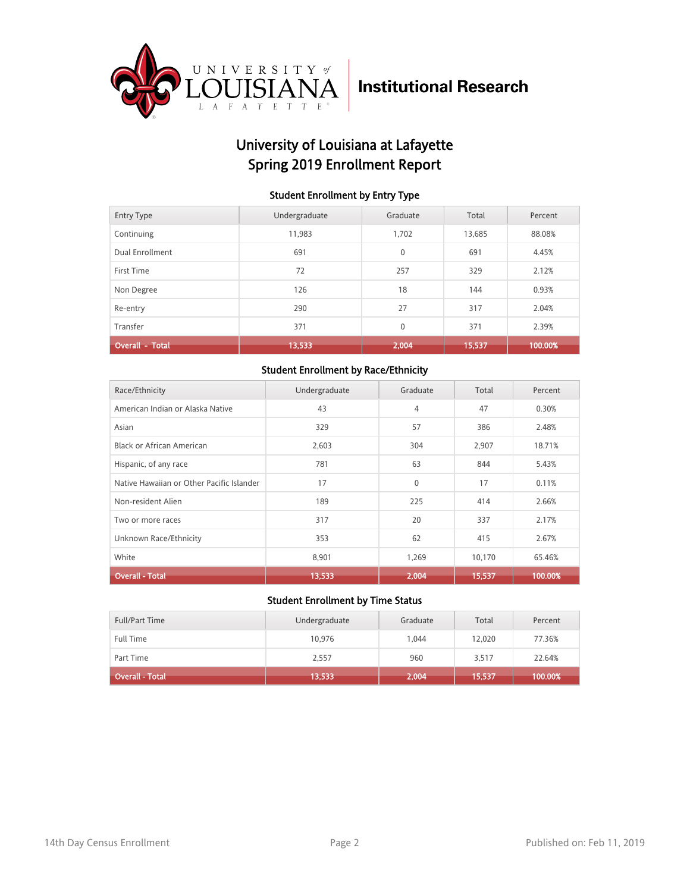University of Louisiana at Lafayette

Institutional Research

# University of Louisiana at Lafayette
# Spring 2019 Enrollment Report

### Student Enrollment by Entry Type

| Entry Type | Undergraduate | Graduate | Total | Percent |
|---|---|---|---|---|
| Continuing | 11,983 | 1,702 | 13,685 | 88.08% |
| Dual Enrollment | 691 | 0 | 691 | 4.45% |
| First Time | 72 | 257 | 329 | 2.12% |
| Non Degree | 126 | 18 | 144 | 0.93% |
| Re-entry | 290 | 27 | 317 | 2.04% |
| Transfer | 371 | 0 | 371 | 2.39% |
| **Overall - Total** | **13,533** | **2,004** | **15,537** | **100.00%** |

### Student Enrollment by Race/Ethnicity

| Race/Ethnicity | Undergraduate | Graduate | Total | Percent |
|---|---|---|---|---|
| American Indian or Alaska Native | 43 | 4 | 47 | 0.30% |
| Asian | 329 | 57 | 386 | 2.48% |
| Black or African American | 2,603 | 304 | 2,907 | 18.71% |
| Hispanic, of any race | 781 | 63 | 844 | 5.43% |
| Native Hawaiian or Other Pacific Islander | 17 | 0 | 17 | 0.11% |
| Non-resident Alien | 189 | 225 | 414 | 2.66% |
| Two or more races | 317 | 20 | 337 | 2.17% |
| Unknown Race/Ethnicity | 353 | 62 | 415 | 2.67% |
| White | 8,901 | 1,269 | 10,170 | 65.46% |
| **Overall - Total** | **13,533** | **2,004** | **15,537** | **100.00%** |

### Student Enrollment by Time Status

| Full/Part Time | Undergraduate | Graduate | Total | Percent |
|---|---|---|---|---|
| Full Time | 10,976 | 1,044 | 12,020 | 77.36% |
| Part Time | 2,557 | 960 | 3,517 | 22.64% |
| **Overall - Total** | **13,533** | **2,004** | **15,537** | **100.00%** |

14th Day Census Enrollment

Published on: Feb 11, 2019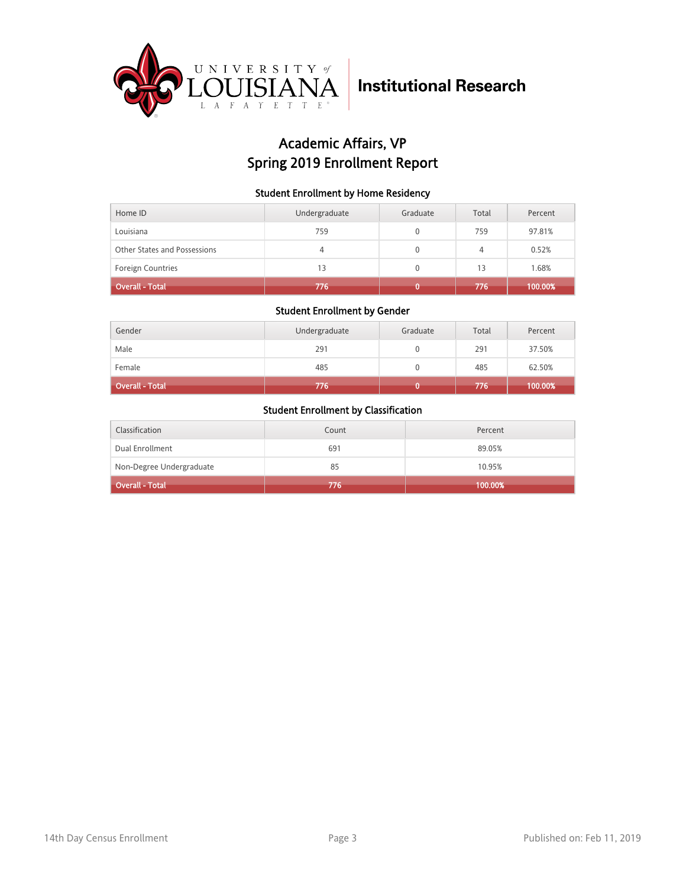University of Louisiana Lafayette — **Institutional Research**

# Academic Affairs, VP
# Spring 2019 Enrollment Report

### Student Enrollment by Home Residency

| Home ID | Undergraduate | Graduate | Total | Percent |
|---|---|---|---|---|
| Louisiana | 759 | 0 | 759 | 97.81% |
| Other States and Possessions | 4 | 0 | 4 | 0.52% |
| Foreign Countries | 13 | 0 | 13 | 1.68% |
| **Overall - Total** | **776** | **0** | **776** | **100.00%** |

### Student Enrollment by Gender

| Gender | Undergraduate | Graduate | Total | Percent |
|---|---|---|---|---|
| Male | 291 | 0 | 291 | 37.50% |
| Female | 485 | 0 | 485 | 62.50% |
| **Overall - Total** | **776** | **0** | **776** | **100.00%** |

### Student Enrollment by Classification

| Classification | Count | Percent |
|---|---|---|
| Dual Enrollment | 691 | 89.05% |
| Non-Degree Undergraduate | 85 | 10.95% |
| **Overall - Total** | **776** | **100.00%** |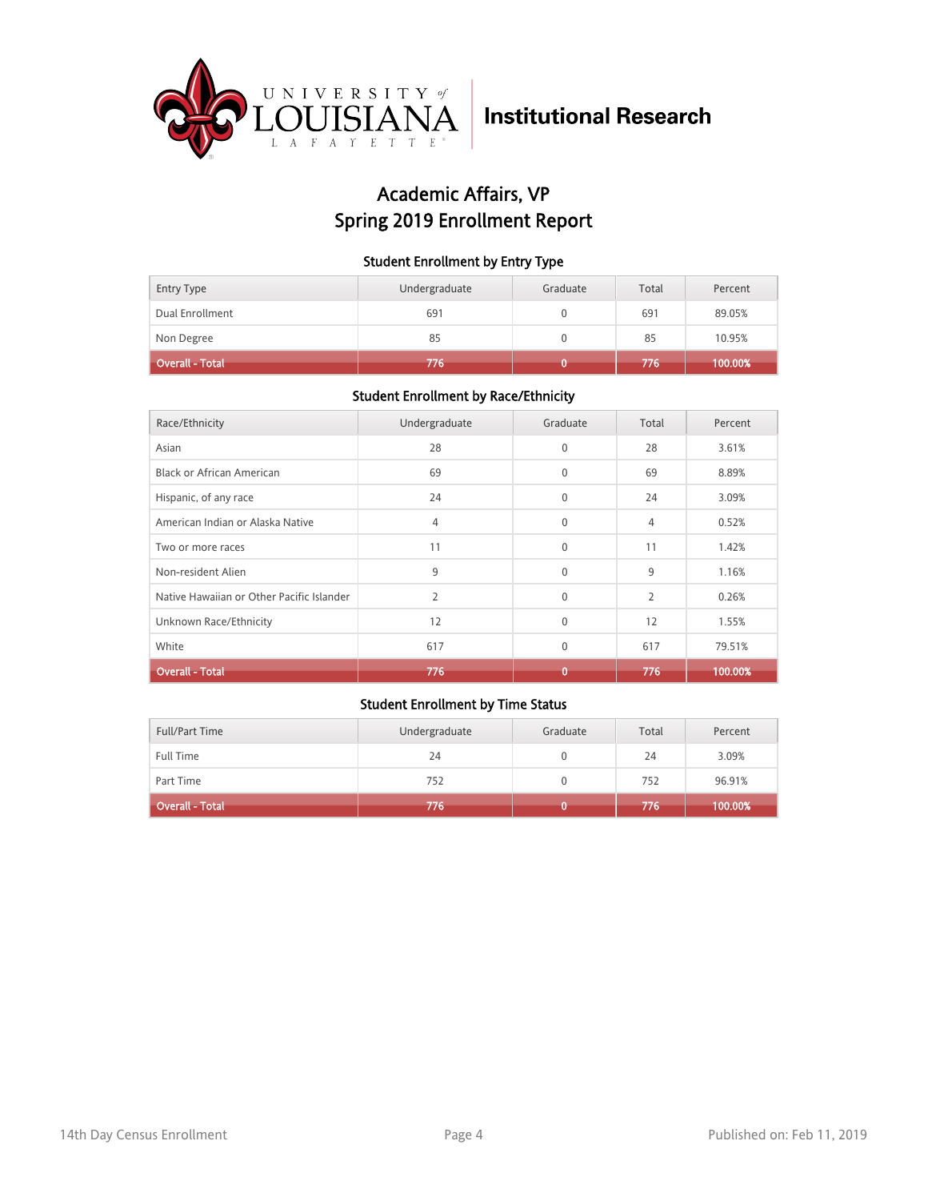University of Louisiana Lafayette | Institutional Research

# Academic Affairs, VP
# Spring 2019 Enrollment Report

### Student Enrollment by Entry Type

| Entry Type | Undergraduate | Graduate | Total | Percent |
|---|---|---|---|---|
| Dual Enrollment | 691 | 0 | 691 | 89.05% |
| Non Degree | 85 | 0 | 85 | 10.95% |
| **Overall - Total** | **776** | **0** | **776** | **100.00%** |

### Student Enrollment by Race/Ethnicity

| Race/Ethnicity | Undergraduate | Graduate | Total | Percent |
|---|---|---|---|---|
| Asian | 28 | 0 | 28 | 3.61% |
| Black or African American | 69 | 0 | 69 | 8.89% |
| Hispanic, of any race | 24 | 0 | 24 | 3.09% |
| American Indian or Alaska Native | 4 | 0 | 4 | 0.52% |
| Two or more races | 11 | 0 | 11 | 1.42% |
| Non-resident Alien | 9 | 0 | 9 | 1.16% |
| Native Hawaiian or Other Pacific Islander | 2 | 0 | 2 | 0.26% |
| Unknown Race/Ethnicity | 12 | 0 | 12 | 1.55% |
| White | 617 | 0 | 617 | 79.51% |
| **Overall - Total** | **776** | **0** | **776** | **100.00%** |

### Student Enrollment by Time Status

| Full/Part Time | Undergraduate | Graduate | Total | Percent |
|---|---|---|---|---|
| Full Time | 24 | 0 | 24 | 3.09% |
| Part Time | 752 | 0 | 752 | 96.91% |
| **Overall - Total** | **776** | **0** | **776** | **100.00%** |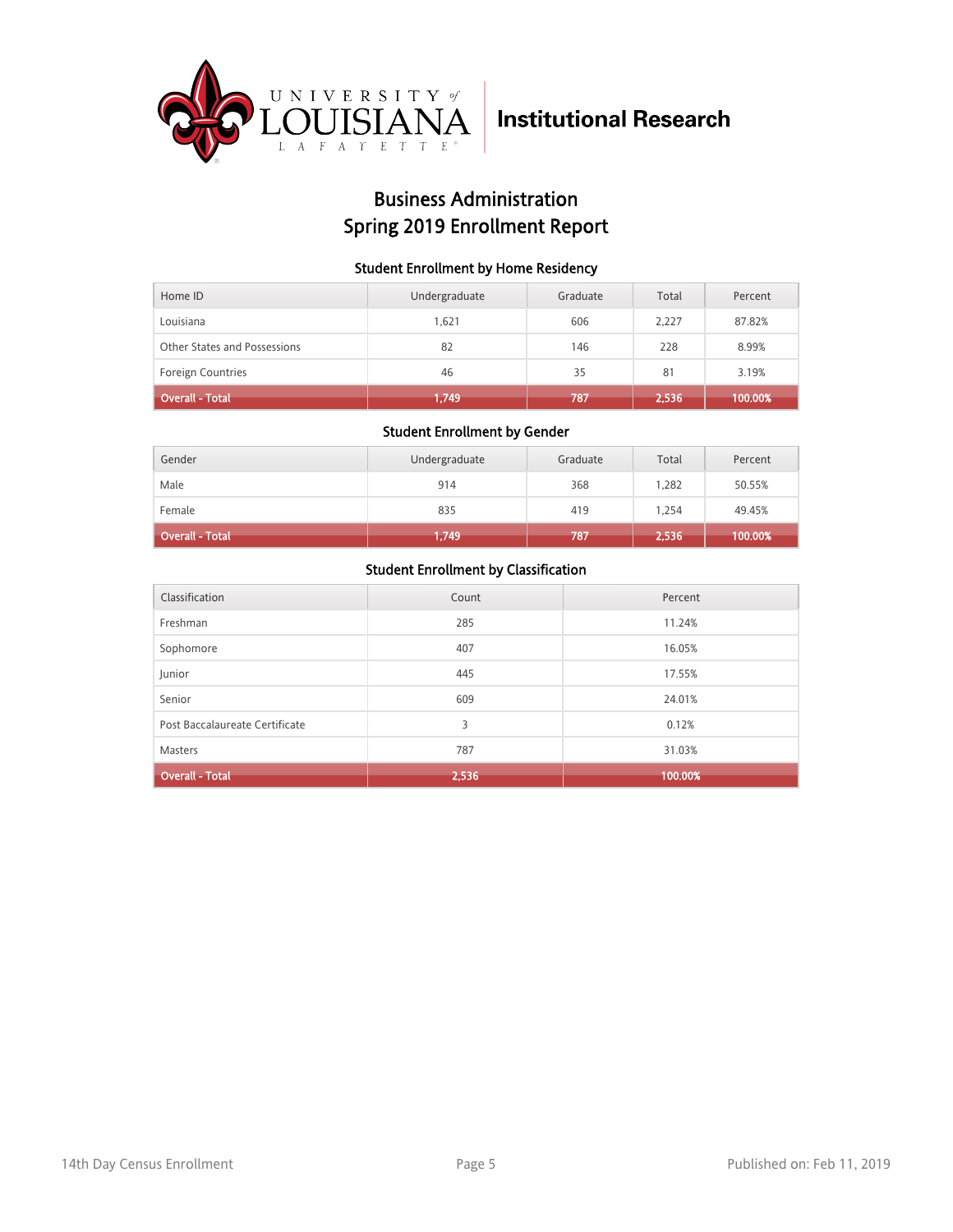University of Louisiana Lafayette **Institutional Research**

# Business Administration
# Spring 2019 Enrollment Report

### Student Enrollment by Home Residency

| Home ID | Undergraduate | Graduate | Total | Percent |
|---|---|---|---|---|
| Louisiana | 1,621 | 606 | 2,227 | 87.82% |
| Other States and Possessions | 82 | 146 | 228 | 8.99% |
| Foreign Countries | 46 | 35 | 81 | 3.19% |
| **Overall - Total** | **1,749** | **787** | **2,536** | **100.00%** |

### Student Enrollment by Gender

| Gender | Undergraduate | Graduate | Total | Percent |
|---|---|---|---|---|
| Male | 914 | 368 | 1,282 | 50.55% |
| Female | 835 | 419 | 1,254 | 49.45% |
| **Overall - Total** | **1,749** | **787** | **2,536** | **100.00%** |

### Student Enrollment by Classification

| Classification | Count | Percent |
|---|---|---|
| Freshman | 285 | 11.24% |
| Sophomore | 407 | 16.05% |
| Junior | 445 | 17.55% |
| Senior | 609 | 24.01% |
| Post Baccalaureate Certificate | 3 | 0.12% |
| Masters | 787 | 31.03% |
| **Overall - Total** | **2,536** | **100.00%** |

14th Day Census Enrollment

Published on: Feb 11, 2019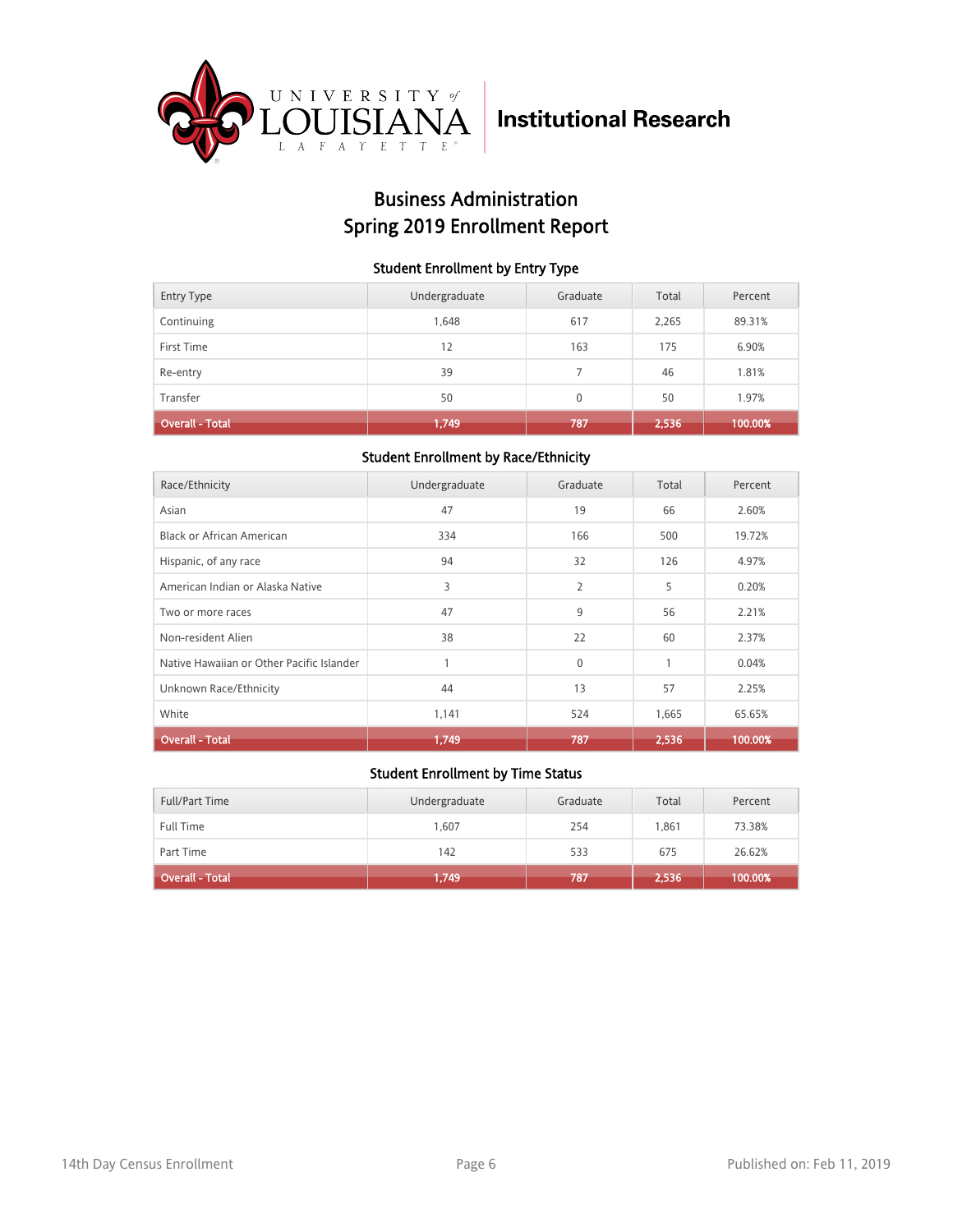University of Louisiana Lafayette | Institutional Research

# Business Administration
# Spring 2019 Enrollment Report

### Student Enrollment by Entry Type

| Entry Type | Undergraduate | Graduate | Total | Percent |
|---|---|---|---|---|
| Continuing | 1,648 | 617 | 2,265 | 89.31% |
| First Time | 12 | 163 | 175 | 6.90% |
| Re-entry | 39 | 7 | 46 | 1.81% |
| Transfer | 50 | 0 | 50 | 1.97% |
| **Overall - Total** | **1,749** | **787** | **2,536** | **100.00%** |

### Student Enrollment by Race/Ethnicity

| Race/Ethnicity | Undergraduate | Graduate | Total | Percent |
|---|---|---|---|---|
| Asian | 47 | 19 | 66 | 2.60% |
| Black or African American | 334 | 166 | 500 | 19.72% |
| Hispanic, of any race | 94 | 32 | 126 | 4.97% |
| American Indian or Alaska Native | 3 | 2 | 5 | 0.20% |
| Two or more races | 47 | 9 | 56 | 2.21% |
| Non-resident Alien | 38 | 22 | 60 | 2.37% |
| Native Hawaiian or Other Pacific Islander | 1 | 0 | 1 | 0.04% |
| Unknown Race/Ethnicity | 44 | 13 | 57 | 2.25% |
| White | 1,141 | 524 | 1,665 | 65.65% |
| **Overall - Total** | **1,749** | **787** | **2,536** | **100.00%** |

### Student Enrollment by Time Status

| Full/Part Time | Undergraduate | Graduate | Total | Percent |
|---|---|---|---|---|
| Full Time | 1,607 | 254 | 1,861 | 73.38% |
| Part Time | 142 | 533 | 675 | 26.62% |
| **Overall - Total** | **1,749** | **787** | **2,536** | **100.00%** |

14th Day Census Enrollment | Published on: Feb 11, 2019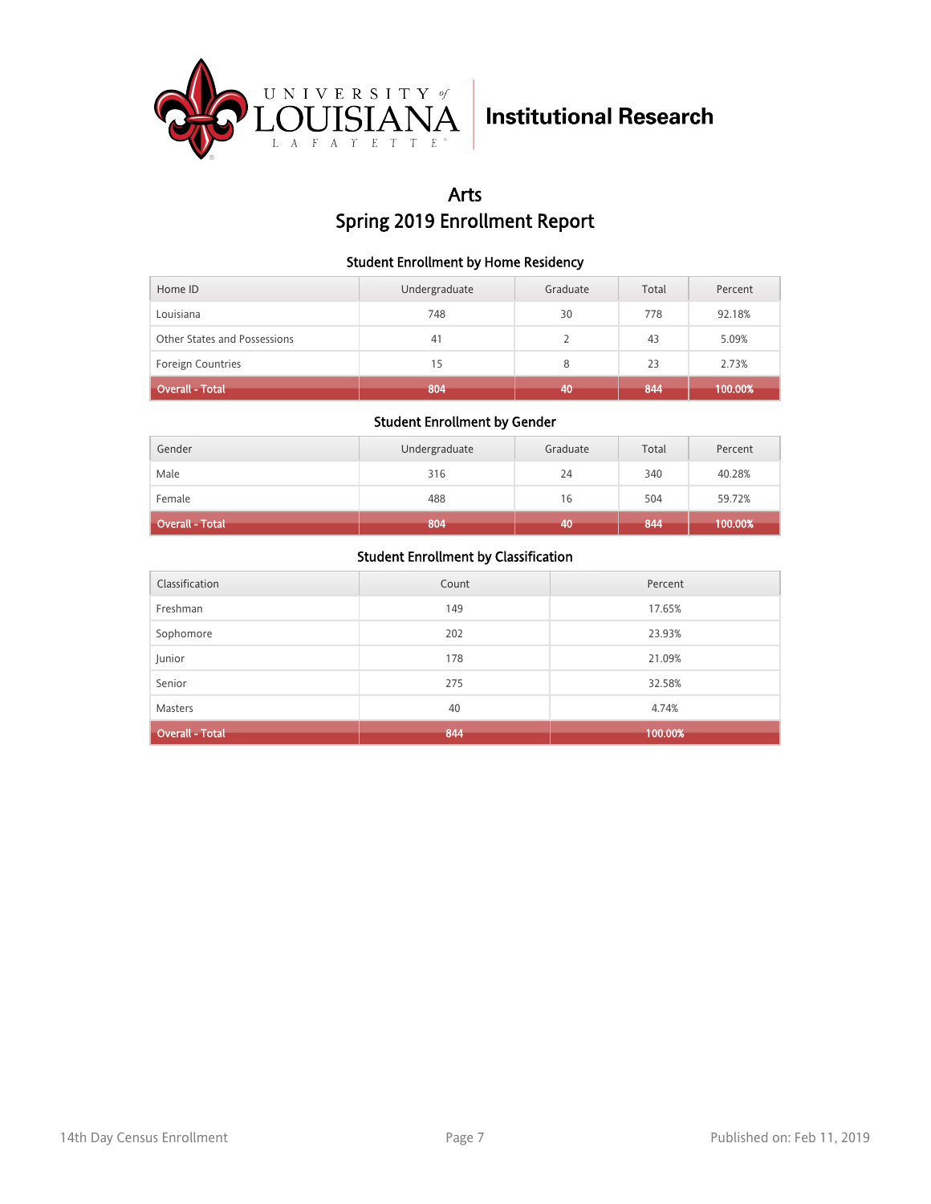Institutional Research

# Arts
# Spring 2019 Enrollment Report

### Student Enrollment by Home Residency

| Home ID | Undergraduate | Graduate | Total | Percent |
|---|---|---|---|---|
| Louisiana | 748 | 30 | 778 | 92.18% |
| Other States and Possessions | 41 | 2 | 43 | 5.09% |
| Foreign Countries | 15 | 8 | 23 | 2.73% |
| **Overall - Total** | **804** | **40** | **844** | **100.00%** |

### Student Enrollment by Gender

| Gender | Undergraduate | Graduate | Total | Percent |
|---|---|---|---|---|
| Male | 316 | 24 | 340 | 40.28% |
| Female | 488 | 16 | 504 | 59.72% |
| **Overall - Total** | **804** | **40** | **844** | **100.00%** |

### Student Enrollment by Classification

| Classification | Count | Percent |
|---|---|---|
| Freshman | 149 | 17.65% |
| Sophomore | 202 | 23.93% |
| Junior | 178 | 21.09% |
| Senior | 275 | 32.58% |
| Masters | 40 | 4.74% |
| **Overall - Total** | **844** | **100.00%** |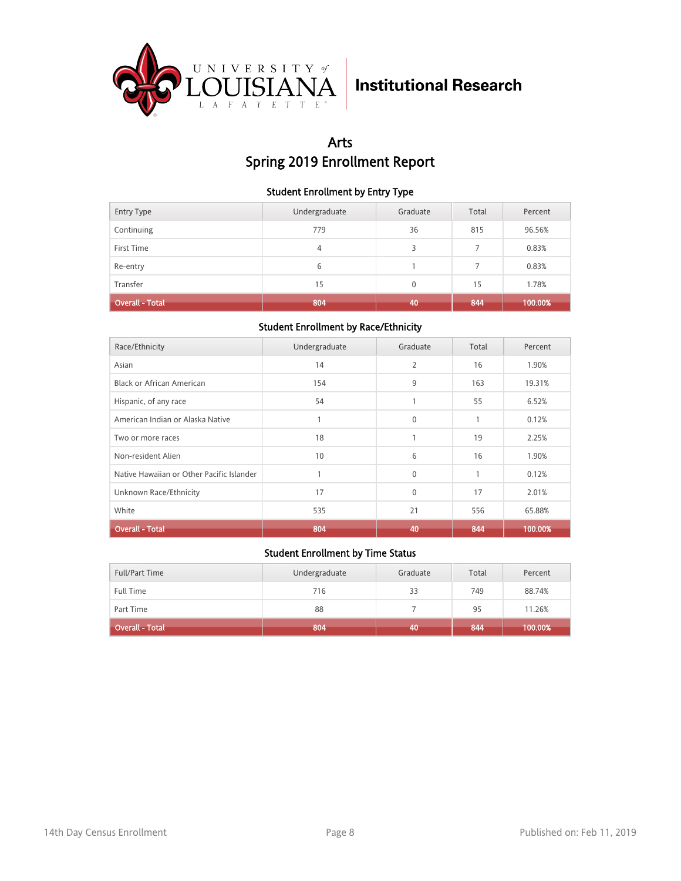University of Louisiana Lafayette | Institutional Research

# Arts
# Spring 2019 Enrollment Report

### Student Enrollment by Entry Type

| Entry Type | Undergraduate | Graduate | Total | Percent |
|---|---|---|---|---|
| Continuing | 779 | 36 | 815 | 96.56% |
| First Time | 4 | 3 | 7 | 0.83% |
| Re-entry | 6 | 1 | 7 | 0.83% |
| Transfer | 15 | 0 | 15 | 1.78% |
| **Overall - Total** | **804** | **40** | **844** | **100.00%** |

### Student Enrollment by Race/Ethnicity

| Race/Ethnicity | Undergraduate | Graduate | Total | Percent |
|---|---|---|---|---|
| Asian | 14 | 2 | 16 | 1.90% |
| Black or African American | 154 | 9 | 163 | 19.31% |
| Hispanic, of any race | 54 | 1 | 55 | 6.52% |
| American Indian or Alaska Native | 1 | 0 | 1 | 0.12% |
| Two or more races | 18 | 1 | 19 | 2.25% |
| Non-resident Alien | 10 | 6 | 16 | 1.90% |
| Native Hawaiian or Other Pacific Islander | 1 | 0 | 1 | 0.12% |
| Unknown Race/Ethnicity | 17 | 0 | 17 | 2.01% |
| White | 535 | 21 | 556 | 65.88% |
| **Overall - Total** | **804** | **40** | **844** | **100.00%** |

### Student Enrollment by Time Status

| Full/Part Time | Undergraduate | Graduate | Total | Percent |
|---|---|---|---|---|
| Full Time | 716 | 33 | 749 | 88.74% |
| Part Time | 88 | 7 | 95 | 11.26% |
| **Overall - Total** | **804** | **40** | **844** | **100.00%** |

14th Day Census Enrollment | Published on: Feb 11, 2019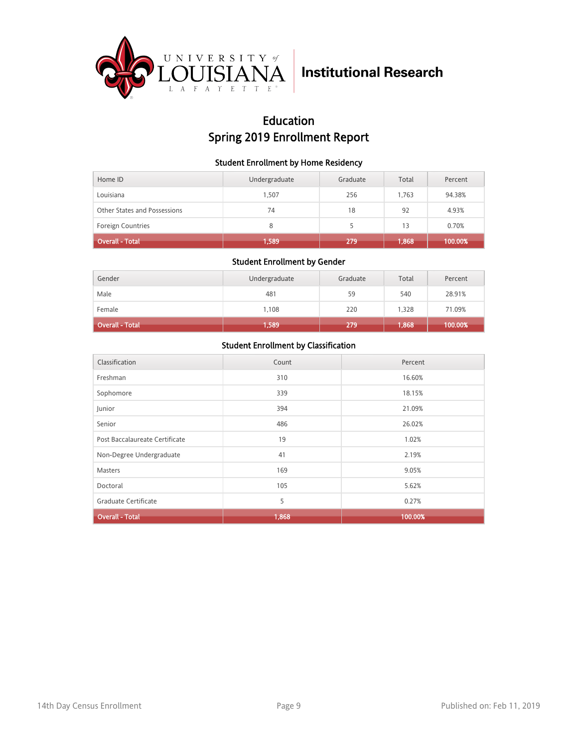University of Louisiana Lafayette | Institutional Research

# Education
## Spring 2019 Enrollment Report

### Student Enrollment by Home Residency

| Home ID | Undergraduate | Graduate | Total | Percent |
|---|---|---|---|---|
| Louisiana | 1,507 | 256 | 1,763 | 94.38% |
| Other States and Possessions | 74 | 18 | 92 | 4.93% |
| Foreign Countries | 8 | 5 | 13 | 0.70% |
| **Overall - Total** | **1,589** | **279** | **1,868** | **100.00%** |

### Student Enrollment by Gender

| Gender | Undergraduate | Graduate | Total | Percent |
|---|---|---|---|---|
| Male | 481 | 59 | 540 | 28.91% |
| Female | 1,108 | 220 | 1,328 | 71.09% |
| **Overall - Total** | **1,589** | **279** | **1,868** | **100.00%** |

### Student Enrollment by Classification

| Classification | Count | Percent |
|---|---|---|
| Freshman | 310 | 16.60% |
| Sophomore | 339 | 18.15% |
| Junior | 394 | 21.09% |
| Senior | 486 | 26.02% |
| Post Baccalaureate Certificate | 19 | 1.02% |
| Non-Degree Undergraduate | 41 | 2.19% |
| Masters | 169 | 9.05% |
| Doctoral | 105 | 5.62% |
| Graduate Certificate | 5 | 0.27% |
| **Overall - Total** | **1,868** | **100.00%** |

14th Day Census Enrollment | Published on: Feb 11, 2019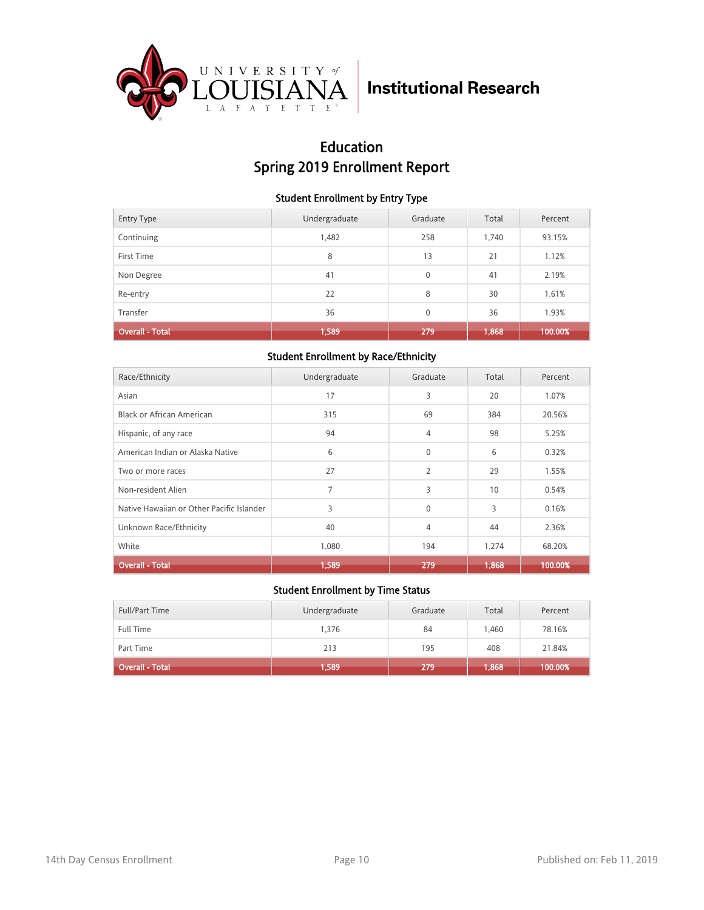University of Louisiana Lafayette | Institutional Research

# Education
# Spring 2019 Enrollment Report

### Student Enrollment by Entry Type

| Entry Type | Undergraduate | Graduate | Total | Percent |
|---|---|---|---|---|
| Continuing | 1,482 | 258 | 1,740 | 93.15% |
| First Time | 8 | 13 | 21 | 1.12% |
| Non Degree | 41 | 0 | 41 | 2.19% |
| Re-entry | 22 | 8 | 30 | 1.61% |
| Transfer | 36 | 0 | 36 | 1.93% |
| **Overall - Total** | **1,589** | **279** | **1,868** | **100.00%** |

### Student Enrollment by Race/Ethnicity

| Race/Ethnicity | Undergraduate | Graduate | Total | Percent |
|---|---|---|---|---|
| Asian | 17 | 3 | 20 | 1.07% |
| Black or African American | 315 | 69 | 384 | 20.56% |
| Hispanic, of any race | 94 | 4 | 98 | 5.25% |
| American Indian or Alaska Native | 6 | 0 | 6 | 0.32% |
| Two or more races | 27 | 2 | 29 | 1.55% |
| Non-resident Alien | 7 | 3 | 10 | 0.54% |
| Native Hawaiian or Other Pacific Islander | 3 | 0 | 3 | 0.16% |
| Unknown Race/Ethnicity | 40 | 4 | 44 | 2.36% |
| White | 1,080 | 194 | 1,274 | 68.20% |
| **Overall - Total** | **1,589** | **279** | **1,868** | **100.00%** |

### Student Enrollment by Time Status

| Full/Part Time | Undergraduate | Graduate | Total | Percent |
|---|---|---|---|---|
| Full Time | 1,376 | 84 | 1,460 | 78.16% |
| Part Time | 213 | 195 | 408 | 21.84% |
| **Overall - Total** | **1,589** | **279** | **1,868** | **100.00%** |

14th Day Census Enrollment

Published on: Feb 11, 2019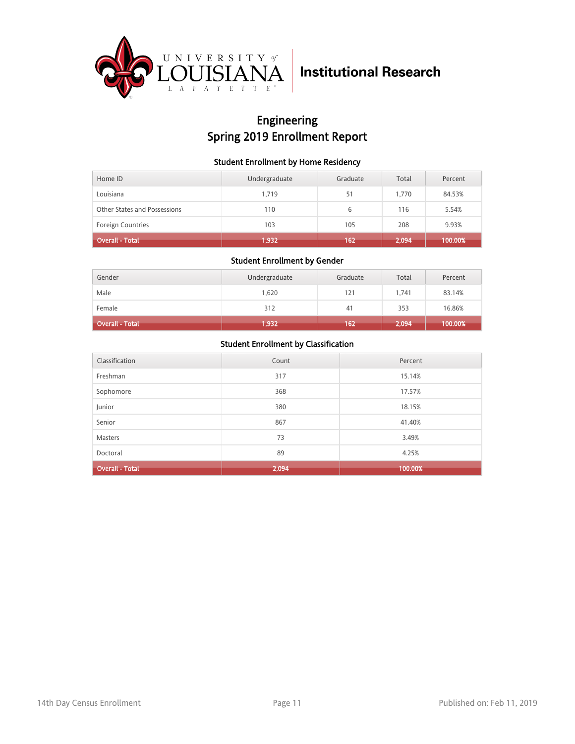Institutional Research

# Engineering
# Spring 2019 Enrollment Report

### Student Enrollment by Home Residency

| Home ID | Undergraduate | Graduate | Total | Percent |
|---|---|---|---|---|
| Louisiana | 1,719 | 51 | 1,770 | 84.53% |
| Other States and Possessions | 110 | 6 | 116 | 5.54% |
| Foreign Countries | 103 | 105 | 208 | 9.93% |
| **Overall - Total** | **1,932** | **162** | **2,094** | **100.00%** |

### Student Enrollment by Gender

| Gender | Undergraduate | Graduate | Total | Percent |
|---|---|---|---|---|
| Male | 1,620 | 121 | 1,741 | 83.14% |
| Female | 312 | 41 | 353 | 16.86% |
| **Overall - Total** | **1,932** | **162** | **2,094** | **100.00%** |

### Student Enrollment by Classification

| Classification | Count | Percent |
|---|---|---|
| Freshman | 317 | 15.14% |
| Sophomore | 368 | 17.57% |
| Junior | 380 | 18.15% |
| Senior | 867 | 41.40% |
| Masters | 73 | 3.49% |
| Doctoral | 89 | 4.25% |
| **Overall - Total** | **2,094** | **100.00%** |

14th Day Census Enrollment — Published on: Feb 11, 2019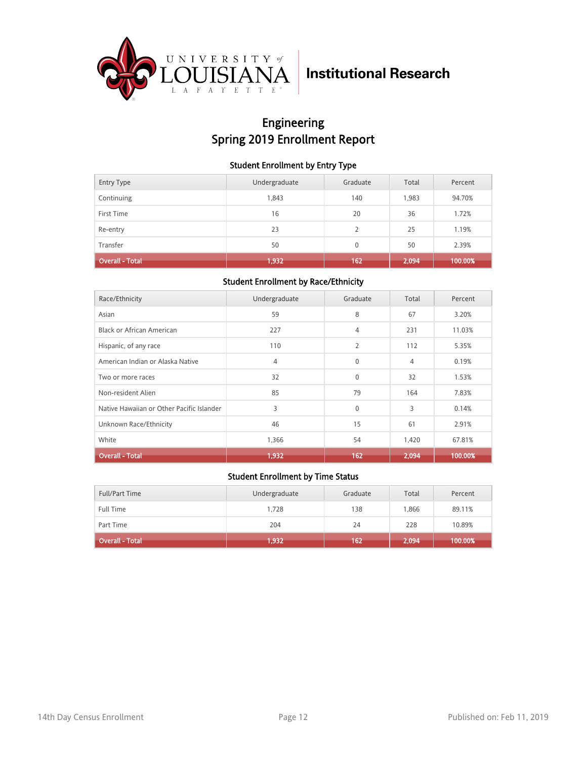University of Louisiana Lafayette | Institutional Research

# Engineering
# Spring 2019 Enrollment Report

### Student Enrollment by Entry Type

| Entry Type | Undergraduate | Graduate | Total | Percent |
|---|---|---|---|---|
| Continuing | 1,843 | 140 | 1,983 | 94.70% |
| First Time | 16 | 20 | 36 | 1.72% |
| Re-entry | 23 | 2 | 25 | 1.19% |
| Transfer | 50 | 0 | 50 | 2.39% |
| **Overall - Total** | **1,932** | **162** | **2,094** | **100.00%** |

### Student Enrollment by Race/Ethnicity

| Race/Ethnicity | Undergraduate | Graduate | Total | Percent |
|---|---|---|---|---|
| Asian | 59 | 8 | 67 | 3.20% |
| Black or African American | 227 | 4 | 231 | 11.03% |
| Hispanic, of any race | 110 | 2 | 112 | 5.35% |
| American Indian or Alaska Native | 4 | 0 | 4 | 0.19% |
| Two or more races | 32 | 0 | 32 | 1.53% |
| Non-resident Alien | 85 | 79 | 164 | 7.83% |
| Native Hawaiian or Other Pacific Islander | 3 | 0 | 3 | 0.14% |
| Unknown Race/Ethnicity | 46 | 15 | 61 | 2.91% |
| White | 1,366 | 54 | 1,420 | 67.81% |
| **Overall - Total** | **1,932** | **162** | **2,094** | **100.00%** |

### Student Enrollment by Time Status

| Full/Part Time | Undergraduate | Graduate | Total | Percent |
|---|---|---|---|---|
| Full Time | 1,728 | 138 | 1,866 | 89.11% |
| Part Time | 204 | 24 | 228 | 10.89% |
| **Overall - Total** | **1,932** | **162** | **2,094** | **100.00%** |

14th Day Census Enrollment | Published on: Feb 11, 2019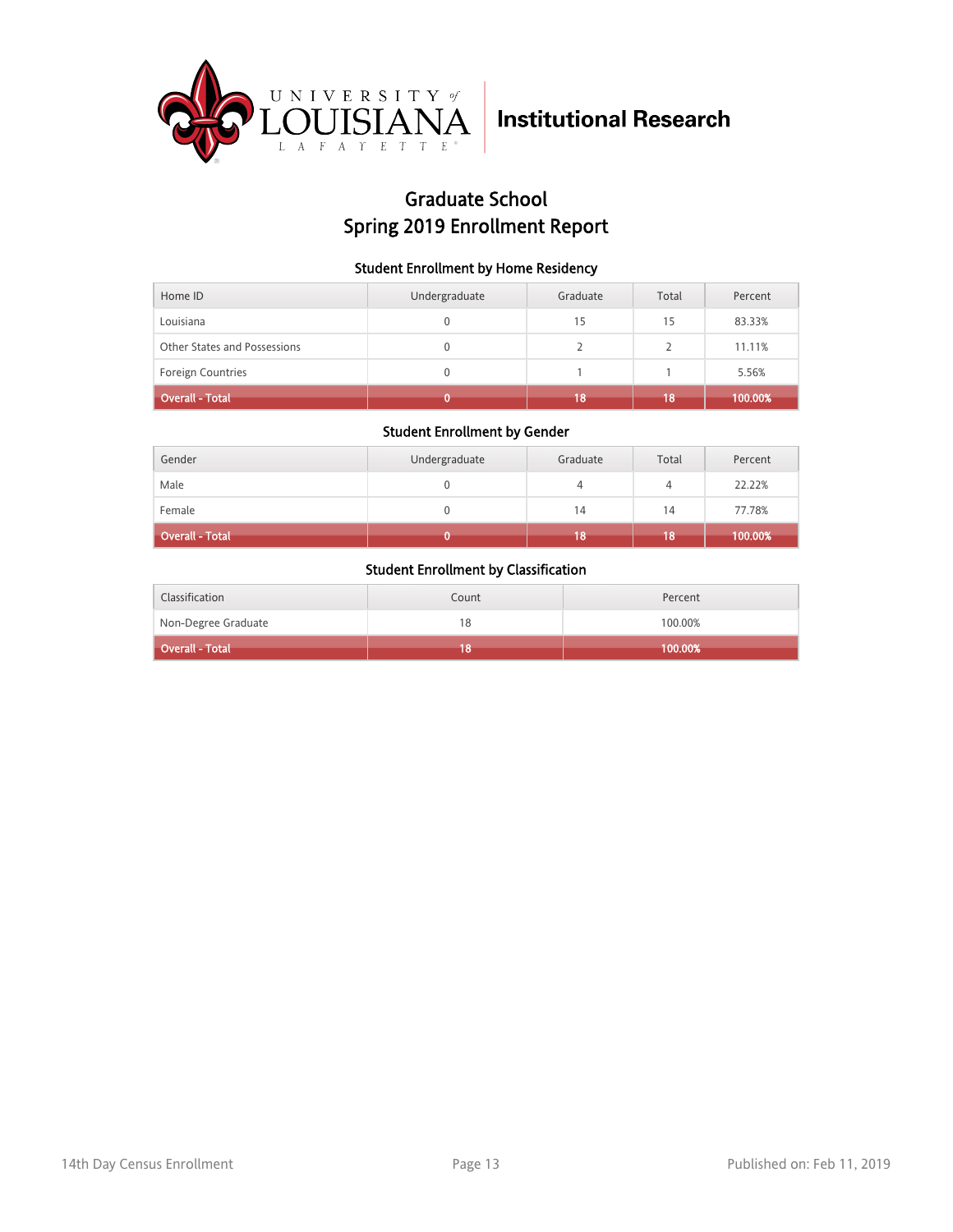University of Louisiana Lafayette — Institutional Research

# Graduate School
## Spring 2019 Enrollment Report

### Student Enrollment by Home Residency

| Home ID | Undergraduate | Graduate | Total | Percent |
|---|---|---|---|---|
| Louisiana | 0 | 15 | 15 | 83.33% |
| Other States and Possessions | 0 | 2 | 2 | 11.11% |
| Foreign Countries | 0 | 1 | 1 | 5.56% |
| **Overall - Total** | **0** | **18** | **18** | **100.00%** |

### Student Enrollment by Gender

| Gender | Undergraduate | Graduate | Total | Percent |
|---|---|---|---|---|
| Male | 0 | 4 | 4 | 22.22% |
| Female | 0 | 14 | 14 | 77.78% |
| **Overall - Total** | **0** | **18** | **18** | **100.00%** |

### Student Enrollment by Classification

| Classification | Count | Percent |
|---|---|---|
| Non-Degree Graduate | 18 | 100.00% |
| **Overall - Total** | **18** | **100.00%** |

14th Day Census Enrollment

Published on: Feb 11, 2019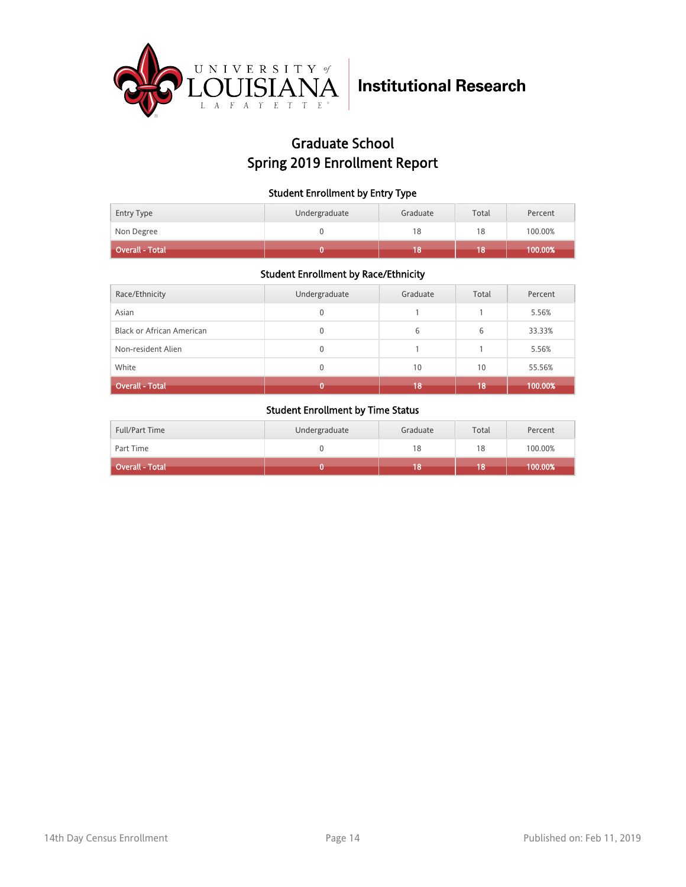University of Louisiana Lafayette — Institutional Research

# Graduate School
# Spring 2019 Enrollment Report

### Student Enrollment by Entry Type

| Entry Type | Undergraduate | Graduate | Total | Percent |
|---|---|---|---|---|
| Non Degree | 0 | 18 | 18 | 100.00% |
| **Overall - Total** | **0** | **18** | **18** | **100.00%** |

### Student Enrollment by Race/Ethnicity

| Race/Ethnicity | Undergraduate | Graduate | Total | Percent |
|---|---|---|---|---|
| Asian | 0 | 1 | 1 | 5.56% |
| Black or African American | 0 | 6 | 6 | 33.33% |
| Non-resident Alien | 0 | 1 | 1 | 5.56% |
| White | 0 | 10 | 10 | 55.56% |
| **Overall - Total** | **0** | **18** | **18** | **100.00%** |

### Student Enrollment by Time Status

| Full/Part Time | Undergraduate | Graduate | Total | Percent |
|---|---|---|---|---|
| Part Time | 0 | 18 | 18 | 100.00% |
| **Overall - Total** | **0** | **18** | **18** | **100.00%** |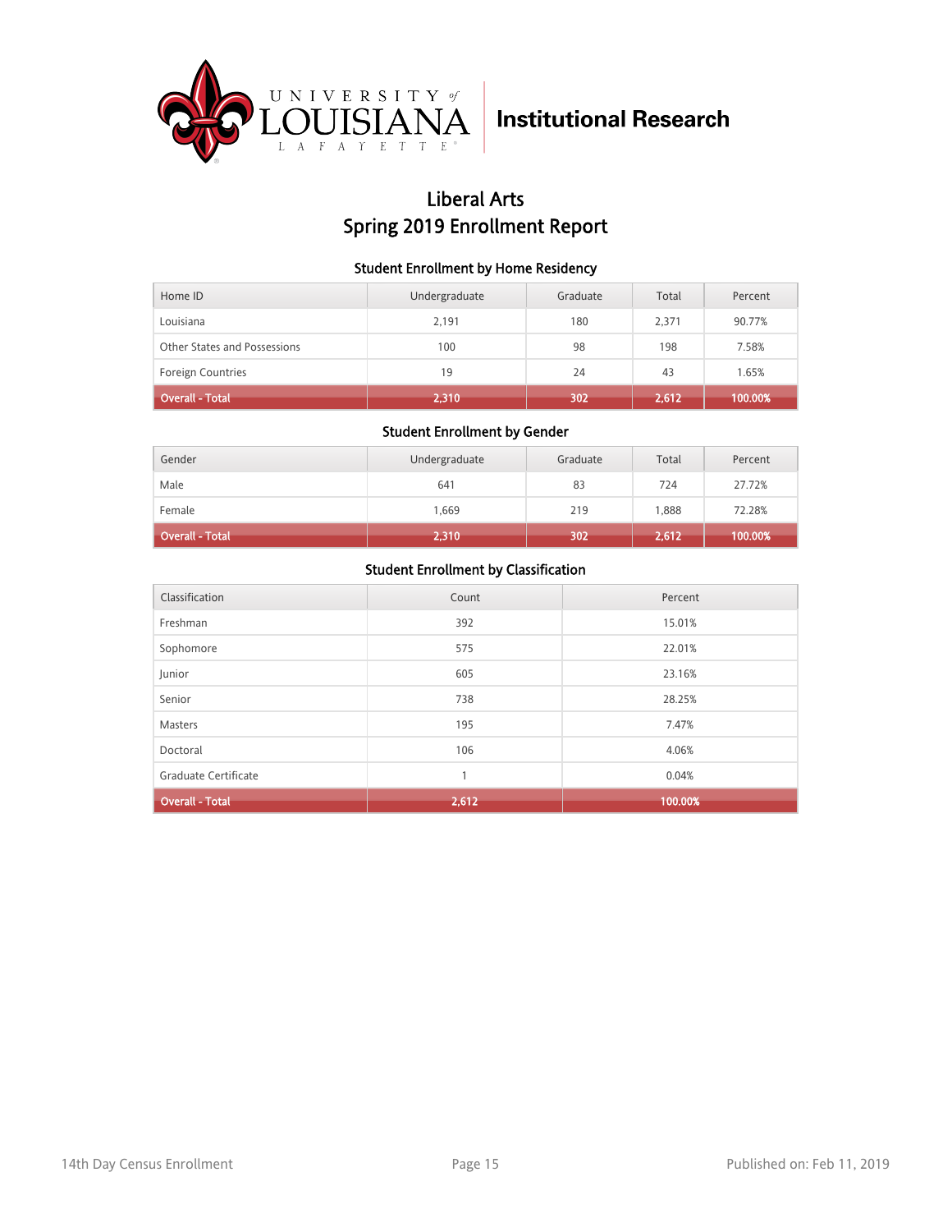University of Louisiana Lafayette | Institutional Research

# Liberal Arts
# Spring 2019 Enrollment Report

### Student Enrollment by Home Residency

| Home ID | Undergraduate | Graduate | Total | Percent |
|---|---|---|---|---|
| Louisiana | 2,191 | 180 | 2,371 | 90.77% |
| Other States and Possessions | 100 | 98 | 198 | 7.58% |
| Foreign Countries | 19 | 24 | 43 | 1.65% |
| **Overall - Total** | **2,310** | **302** | **2,612** | **100.00%** |

### Student Enrollment by Gender

| Gender | Undergraduate | Graduate | Total | Percent |
|---|---|---|---|---|
| Male | 641 | 83 | 724 | 27.72% |
| Female | 1,669 | 219 | 1,888 | 72.28% |
| **Overall - Total** | **2,310** | **302** | **2,612** | **100.00%** |

### Student Enrollment by Classification

| Classification | Count | Percent |
|---|---|---|
| Freshman | 392 | 15.01% |
| Sophomore | 575 | 22.01% |
| Junior | 605 | 23.16% |
| Senior | 738 | 28.25% |
| Masters | 195 | 7.47% |
| Doctoral | 106 | 4.06% |
| Graduate Certificate | 1 | 0.04% |
| **Overall - Total** | **2,612** | **100.00%** |

14th Day Census Enrollment — Published on: Feb 11, 2019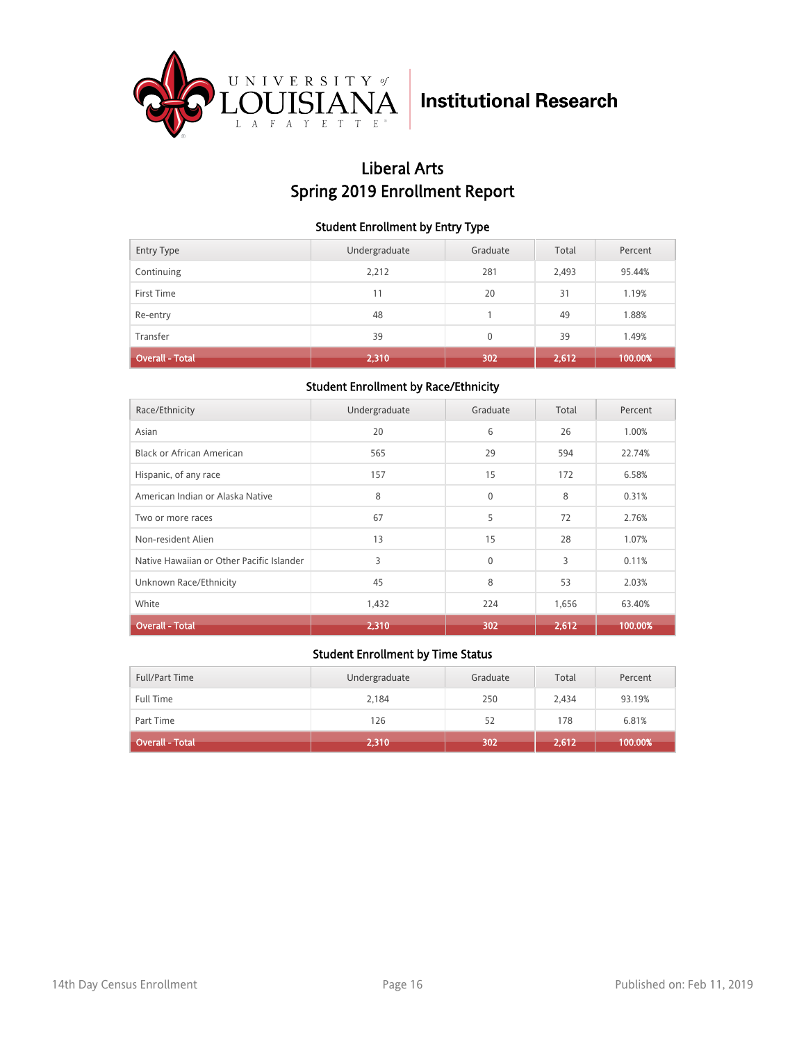University of Louisiana Lafayette — Institutional Research

# Liberal Arts
# Spring 2019 Enrollment Report

### Student Enrollment by Entry Type

| Entry Type | Undergraduate | Graduate | Total | Percent |
|---|---|---|---|---|
| Continuing | 2,212 | 281 | 2,493 | 95.44% |
| First Time | 11 | 20 | 31 | 1.19% |
| Re-entry | 48 | 1 | 49 | 1.88% |
| Transfer | 39 | 0 | 39 | 1.49% |
| **Overall - Total** | **2,310** | **302** | **2,612** | **100.00%** |

### Student Enrollment by Race/Ethnicity

| Race/Ethnicity | Undergraduate | Graduate | Total | Percent |
|---|---|---|---|---|
| Asian | 20 | 6 | 26 | 1.00% |
| Black or African American | 565 | 29 | 594 | 22.74% |
| Hispanic, of any race | 157 | 15 | 172 | 6.58% |
| American Indian or Alaska Native | 8 | 0 | 8 | 0.31% |
| Two or more races | 67 | 5 | 72 | 2.76% |
| Non-resident Alien | 13 | 15 | 28 | 1.07% |
| Native Hawaiian or Other Pacific Islander | 3 | 0 | 3 | 0.11% |
| Unknown Race/Ethnicity | 45 | 8 | 53 | 2.03% |
| White | 1,432 | 224 | 1,656 | 63.40% |
| **Overall - Total** | **2,310** | **302** | **2,612** | **100.00%** |

### Student Enrollment by Time Status

| Full/Part Time | Undergraduate | Graduate | Total | Percent |
|---|---|---|---|---|
| Full Time | 2,184 | 250 | 2,434 | 93.19% |
| Part Time | 126 | 52 | 178 | 6.81% |
| **Overall - Total** | **2,310** | **302** | **2,612** | **100.00%** |

14th Day Census Enrollment — Published on: Feb 11, 2019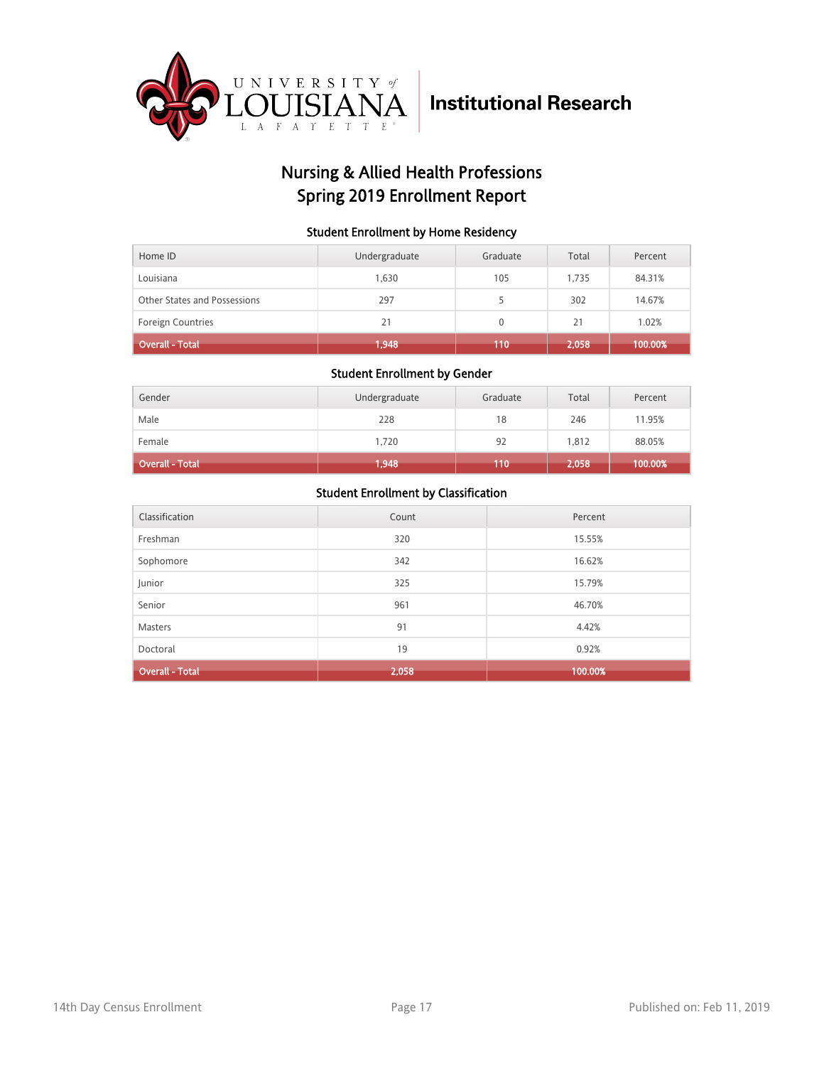University of Louisiana Lafayette — Institutional Research

# Nursing & Allied Health Professions
# Spring 2019 Enrollment Report

### Student Enrollment by Home Residency

| Home ID | Undergraduate | Graduate | Total | Percent |
|---|---|---|---|---|
| Louisiana | 1,630 | 105 | 1,735 | 84.31% |
| Other States and Possessions | 297 | 5 | 302 | 14.67% |
| Foreign Countries | 21 | 0 | 21 | 1.02% |
| **Overall - Total** | **1,948** | **110** | **2,058** | **100.00%** |

### Student Enrollment by Gender

| Gender | Undergraduate | Graduate | Total | Percent |
|---|---|---|---|---|
| Male | 228 | 18 | 246 | 11.95% |
| Female | 1,720 | 92 | 1,812 | 88.05% |
| **Overall - Total** | **1,948** | **110** | **2,058** | **100.00%** |

### Student Enrollment by Classification

| Classification | Count | Percent |
|---|---|---|
| Freshman | 320 | 15.55% |
| Sophomore | 342 | 16.62% |
| Junior | 325 | 15.79% |
| Senior | 961 | 46.70% |
| Masters | 91 | 4.42% |
| Doctoral | 19 | 0.92% |
| **Overall - Total** | **2,058** | **100.00%** |

14th Day Census Enrollment

Published on: Feb 11, 2019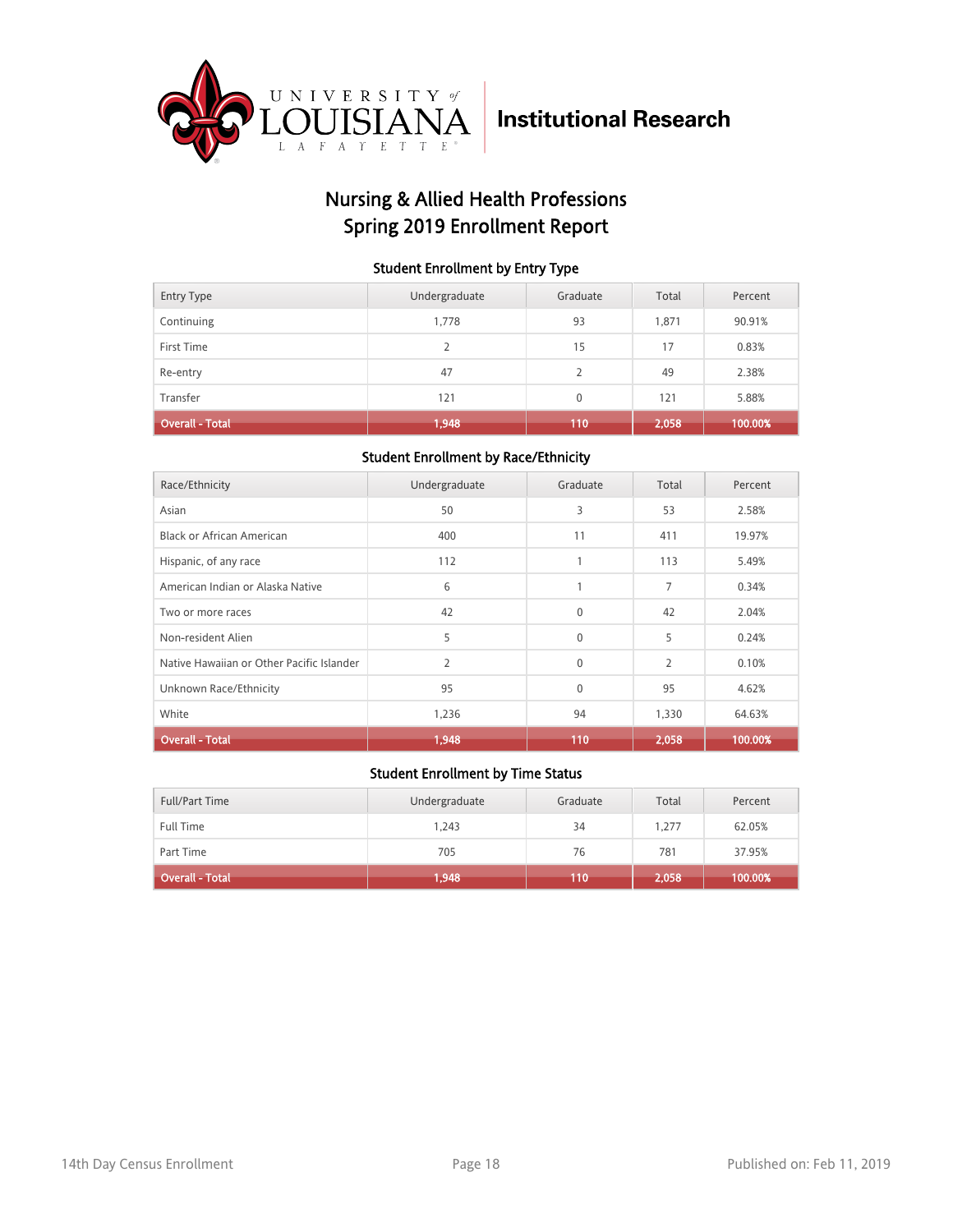University of Louisiana Lafayette | Institutional Research

# Nursing & Allied Health Professions
# Spring 2019 Enrollment Report

### Student Enrollment by Entry Type

| Entry Type | Undergraduate | Graduate | Total | Percent |
|---|---|---|---|---|
| Continuing | 1,778 | 93 | 1,871 | 90.91% |
| First Time | 2 | 15 | 17 | 0.83% |
| Re-entry | 47 | 2 | 49 | 2.38% |
| Transfer | 121 | 0 | 121 | 5.88% |
| **Overall - Total** | **1,948** | **110** | **2,058** | **100.00%** |

### Student Enrollment by Race/Ethnicity

| Race/Ethnicity | Undergraduate | Graduate | Total | Percent |
|---|---|---|---|---|
| Asian | 50 | 3 | 53 | 2.58% |
| Black or African American | 400 | 11 | 411 | 19.97% |
| Hispanic, of any race | 112 | 1 | 113 | 5.49% |
| American Indian or Alaska Native | 6 | 1 | 7 | 0.34% |
| Two or more races | 42 | 0 | 42 | 2.04% |
| Non-resident Alien | 5 | 0 | 5 | 0.24% |
| Native Hawaiian or Other Pacific Islander | 2 | 0 | 2 | 0.10% |
| Unknown Race/Ethnicity | 95 | 0 | 95 | 4.62% |
| White | 1,236 | 94 | 1,330 | 64.63% |
| **Overall - Total** | **1,948** | **110** | **2,058** | **100.00%** |

### Student Enrollment by Time Status

| Full/Part Time | Undergraduate | Graduate | Total | Percent |
|---|---|---|---|---|
| Full Time | 1,243 | 34 | 1,277 | 62.05% |
| Part Time | 705 | 76 | 781 | 37.95% |
| **Overall - Total** | **1,948** | **110** | **2,058** | **100.00%** |

14th Day Census Enrollment | Published on: Feb 11, 2019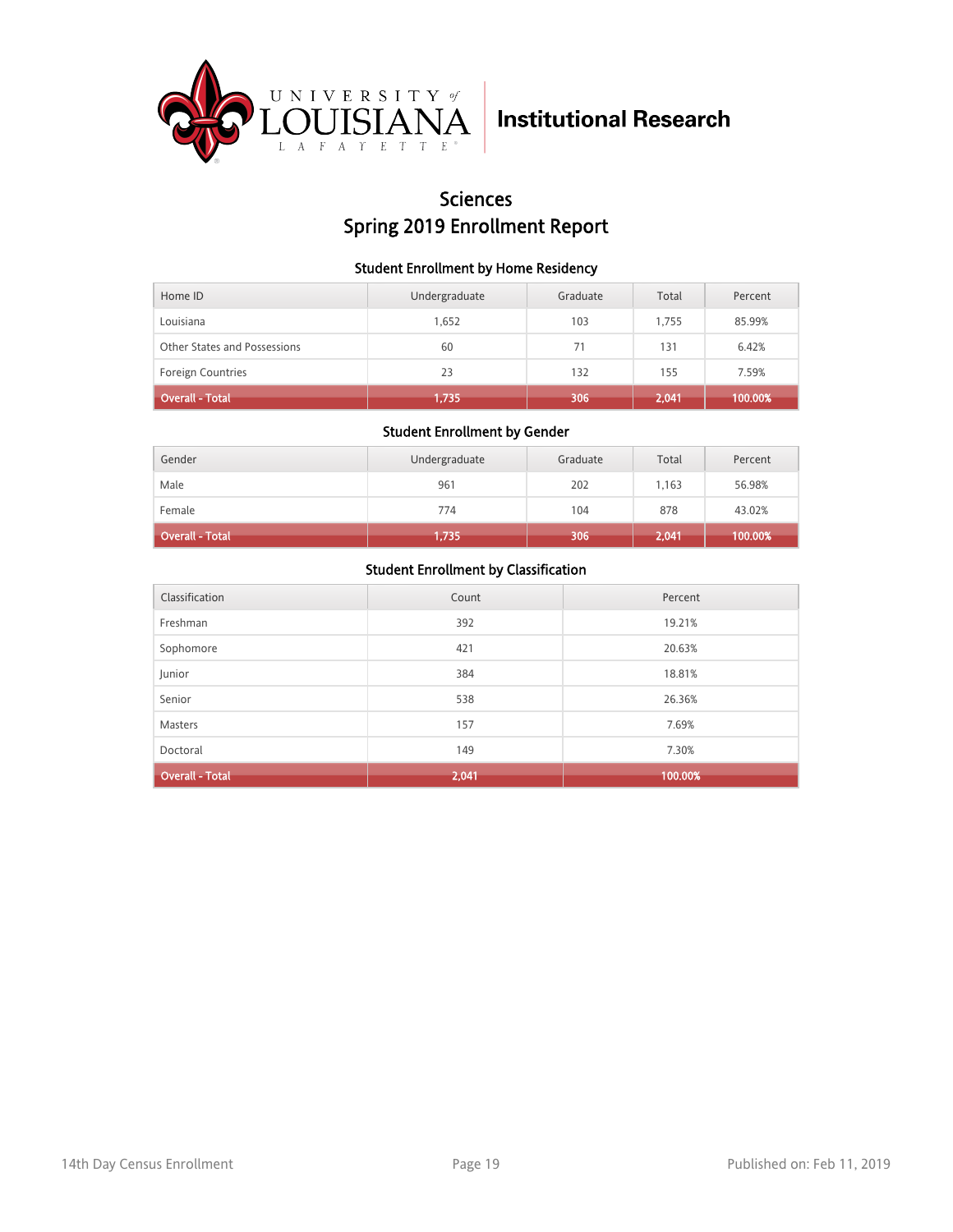University of Louisiana Lafayette | Institutional Research

# Sciences
# Spring 2019 Enrollment Report

### Student Enrollment by Home Residency

| Home ID | Undergraduate | Graduate | Total | Percent |
|---|---|---|---|---|
| Louisiana | 1,652 | 103 | 1,755 | 85.99% |
| Other States and Possessions | 60 | 71 | 131 | 6.42% |
| Foreign Countries | 23 | 132 | 155 | 7.59% |
| **Overall - Total** | **1,735** | **306** | **2,041** | **100.00%** |

### Student Enrollment by Gender

| Gender | Undergraduate | Graduate | Total | Percent |
|---|---|---|---|---|
| Male | 961 | 202 | 1,163 | 56.98% |
| Female | 774 | 104 | 878 | 43.02% |
| **Overall - Total** | **1,735** | **306** | **2,041** | **100.00%** |

### Student Enrollment by Classification

| Classification | Count | Percent |
|---|---|---|
| Freshman | 392 | 19.21% |
| Sophomore | 421 | 20.63% |
| Junior | 384 | 18.81% |
| Senior | 538 | 26.36% |
| Masters | 157 | 7.69% |
| Doctoral | 149 | 7.30% |
| **Overall - Total** | **2,041** | **100.00%** |

14th Day Census Enrollment | Published on: Feb 11, 2019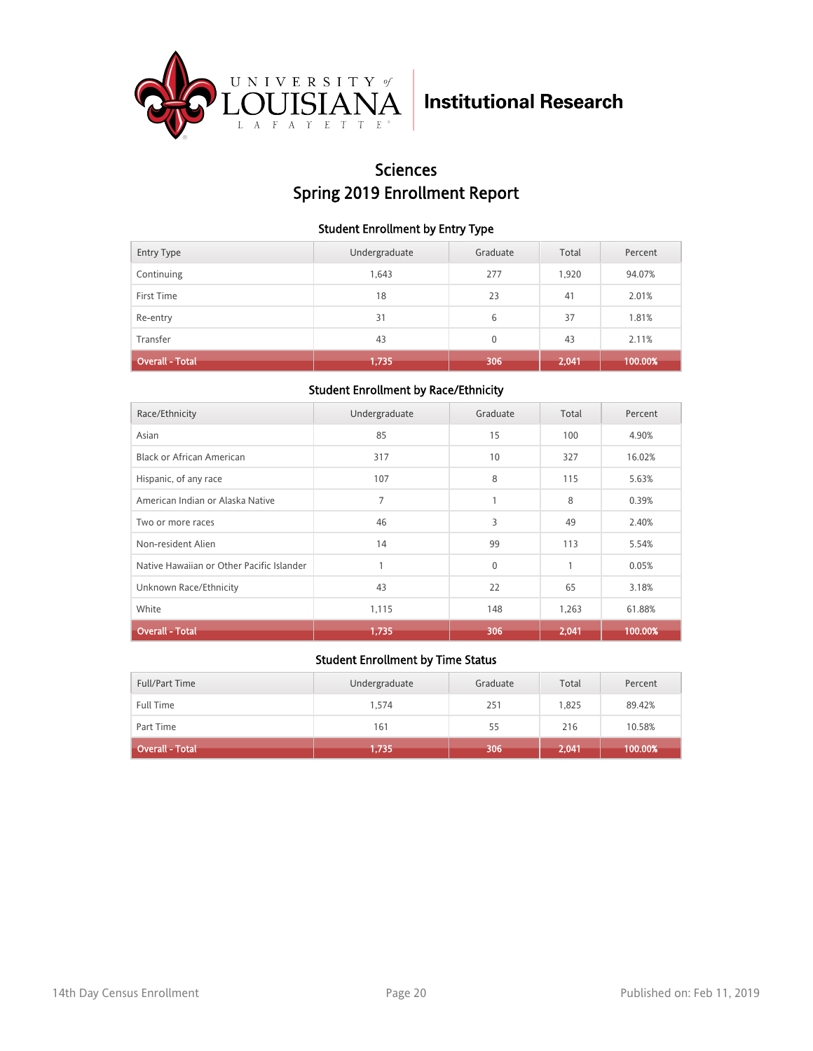University of Louisiana Lafayette — Institutional Research

# Sciences
# Spring 2019 Enrollment Report

### Student Enrollment by Entry Type

| Entry Type | Undergraduate | Graduate | Total | Percent |
|---|---|---|---|---|
| Continuing | 1,643 | 277 | 1,920 | 94.07% |
| First Time | 18 | 23 | 41 | 2.01% |
| Re-entry | 31 | 6 | 37 | 1.81% |
| Transfer | 43 | 0 | 43 | 2.11% |
| **Overall - Total** | **1,735** | **306** | **2,041** | **100.00%** |

### Student Enrollment by Race/Ethnicity

| Race/Ethnicity | Undergraduate | Graduate | Total | Percent |
|---|---|---|---|---|
| Asian | 85 | 15 | 100 | 4.90% |
| Black or African American | 317 | 10 | 327 | 16.02% |
| Hispanic, of any race | 107 | 8 | 115 | 5.63% |
| American Indian or Alaska Native | 7 | 1 | 8 | 0.39% |
| Two or more races | 46 | 3 | 49 | 2.40% |
| Non-resident Alien | 14 | 99 | 113 | 5.54% |
| Native Hawaiian or Other Pacific Islander | 1 | 0 | 1 | 0.05% |
| Unknown Race/Ethnicity | 43 | 22 | 65 | 3.18% |
| White | 1,115 | 148 | 1,263 | 61.88% |
| **Overall - Total** | **1,735** | **306** | **2,041** | **100.00%** |

### Student Enrollment by Time Status

| Full/Part Time | Undergraduate | Graduate | Total | Percent |
|---|---|---|---|---|
| Full Time | 1,574 | 251 | 1,825 | 89.42% |
| Part Time | 161 | 55 | 216 | 10.58% |
| **Overall - Total** | **1,735** | **306** | **2,041** | **100.00%** |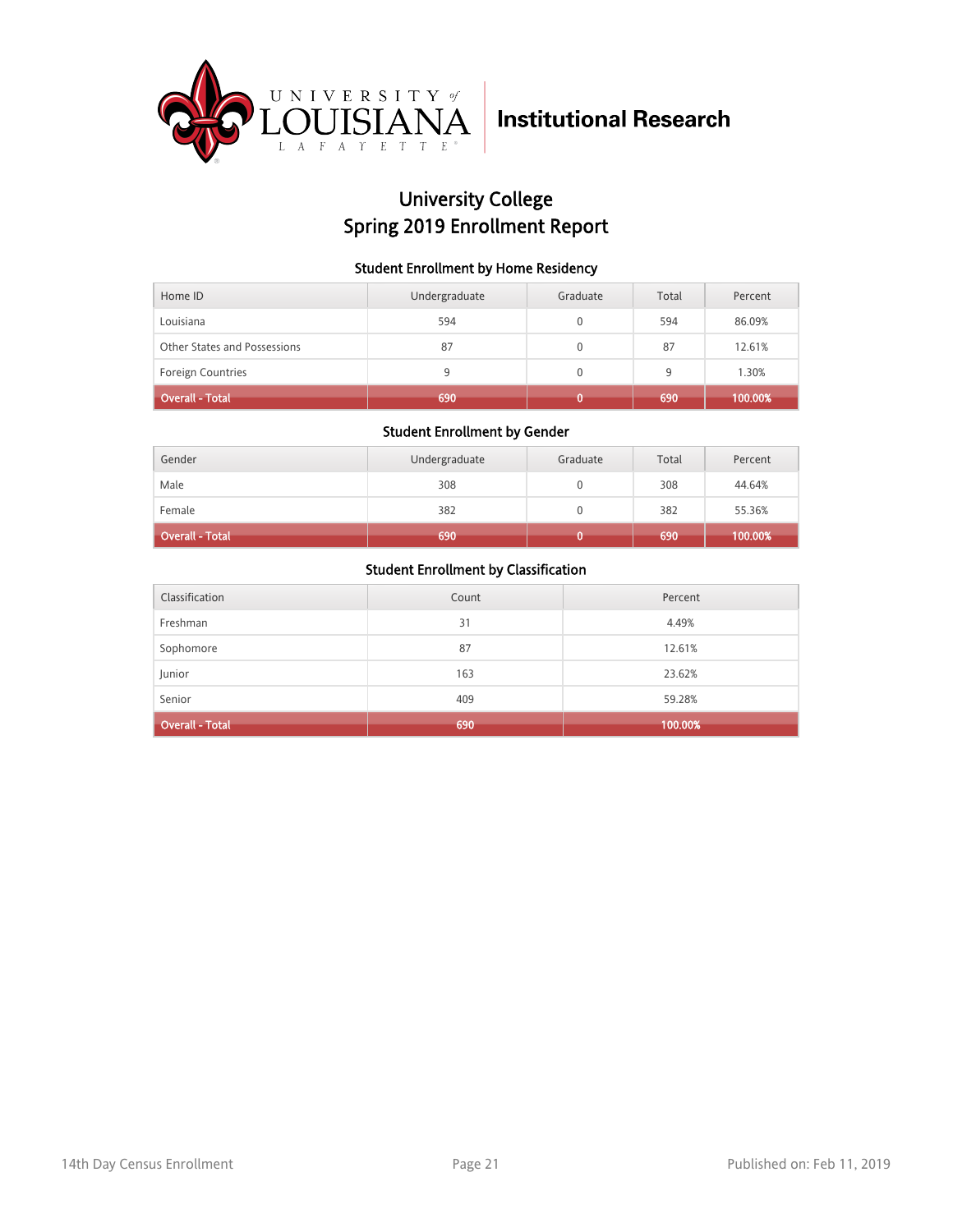University of Louisiana Lafayette | Institutional Research

# University College
# Spring 2019 Enrollment Report

### Student Enrollment by Home Residency

| Home ID | Undergraduate | Graduate | Total | Percent |
|---|---|---|---|---|
| Louisiana | 594 | 0 | 594 | 86.09% |
| Other States and Possessions | 87 | 0 | 87 | 12.61% |
| Foreign Countries | 9 | 0 | 9 | 1.30% |
| **Overall - Total** | **690** | **0** | **690** | **100.00%** |

### Student Enrollment by Gender

| Gender | Undergraduate | Graduate | Total | Percent |
|---|---|---|---|---|
| Male | 308 | 0 | 308 | 44.64% |
| Female | 382 | 0 | 382 | 55.36% |
| **Overall - Total** | **690** | **0** | **690** | **100.00%** |

### Student Enrollment by Classification

| Classification | Count | Percent |
|---|---|---|
| Freshman | 31 | 4.49% |
| Sophomore | 87 | 12.61% |
| Junior | 163 | 23.62% |
| Senior | 409 | 59.28% |
| **Overall - Total** | **690** | **100.00%** |

14th Day Census Enrollment | Published on: Feb 11, 2019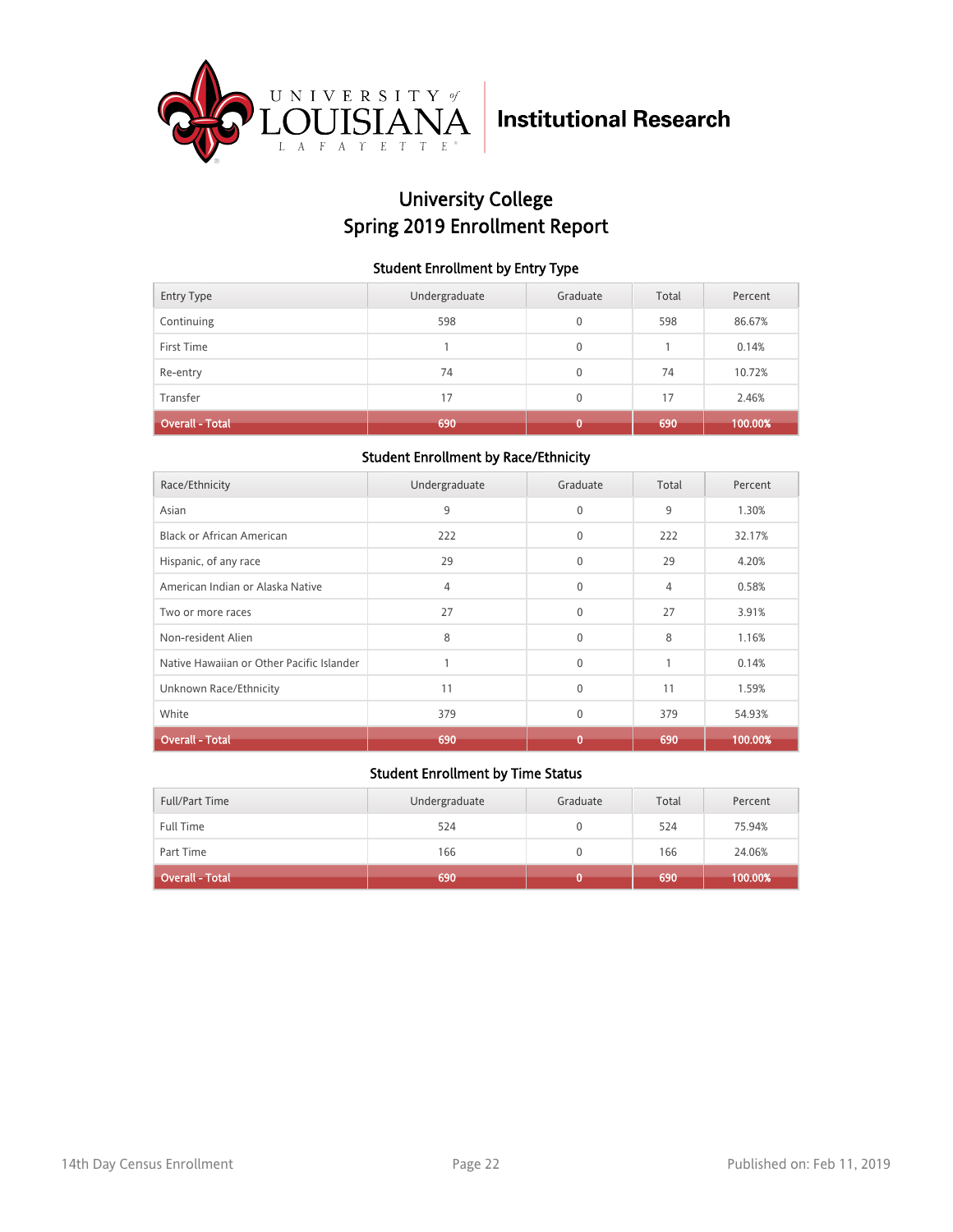University of Louisiana Lafayette | Institutional Research

# University College
# Spring 2019 Enrollment Report

### Student Enrollment by Entry Type

| Entry Type | Undergraduate | Graduate | Total | Percent |
|---|---|---|---|---|
| Continuing | 598 | 0 | 598 | 86.67% |
| First Time | 1 | 0 | 1 | 0.14% |
| Re-entry | 74 | 0 | 74 | 10.72% |
| Transfer | 17 | 0 | 17 | 2.46% |
| **Overall - Total** | **690** | **0** | **690** | **100.00%** |

### Student Enrollment by Race/Ethnicity

| Race/Ethnicity | Undergraduate | Graduate | Total | Percent |
|---|---|---|---|---|
| Asian | 9 | 0 | 9 | 1.30% |
| Black or African American | 222 | 0 | 222 | 32.17% |
| Hispanic, of any race | 29 | 0 | 29 | 4.20% |
| American Indian or Alaska Native | 4 | 0 | 4 | 0.58% |
| Two or more races | 27 | 0 | 27 | 3.91% |
| Non-resident Alien | 8 | 0 | 8 | 1.16% |
| Native Hawaiian or Other Pacific Islander | 1 | 0 | 1 | 0.14% |
| Unknown Race/Ethnicity | 11 | 0 | 11 | 1.59% |
| White | 379 | 0 | 379 | 54.93% |
| **Overall - Total** | **690** | **0** | **690** | **100.00%** |

### Student Enrollment by Time Status

| Full/Part Time | Undergraduate | Graduate | Total | Percent |
|---|---|---|---|---|
| Full Time | 524 | 0 | 524 | 75.94% |
| Part Time | 166 | 0 | 166 | 24.06% |
| **Overall - Total** | **690** | **0** | **690** | **100.00%** |

14th Day Census Enrollment

Published on: Feb 11, 2019